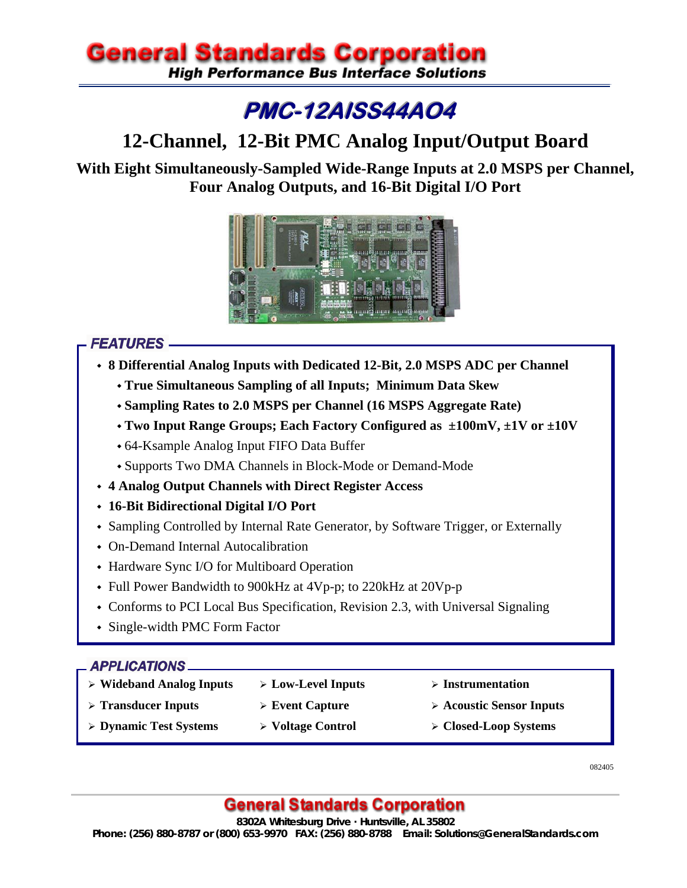# General Standards Corporation

**High Performance Bus Interface Solutions**

# PMC-12AISS44AO4

## 12-Channel, 12-Bit PMC Analog Input/Output Board

**With Eight Simultaneously-Sampled Wide-Range Inputs at 2.0 MSPS per Channel, Four Analog Outputs, and 16-Bit Digital I/O Port**

### FEATURES

- **8 Differential Analog Inputs with Dedicated 12-Bit, 2.0 MSPS ADC per Channel**
  - **True Simultaneous Sampling of all Inputs; Minimum Data Skew**
  - **Sampling Rates to 2.0 MSPS per Channel (16 MSPS Aggregate Rate)**
  - **Two Input Range Groups; Each Factory Configured as ±100mV, ±1V or ±10V**
  - 64-Ksample Analog Input FIFO Data Buffer
  - Supports Two DMA Channels in Block-Mode or Demand-Mode
- **4 Analog Output Channels with Direct Register Access**
- **16-Bit Bidirectional Digital I/O Port**
- Sampling Controlled by Internal Rate Generator, by Software Trigger, or Externally
- On-Demand Internal Autocalibration
- Hardware Sync I/O for Multiboard Operation
- Full Power Bandwidth to 900kHz at 4Vp-p; to 220kHz at 20Vp-p
- Conforms to PCI Local Bus Specification, Revision 2.3, with Universal Signaling
- Single-width PMC Form Factor

### APPLICATIONS

- **Wideband Analog Inputs**
- **Transducer Inputs**
- **Dynamic Test Systems**
- **Low-Level Inputs**
- **Event Capture**
- **Voltage Control**
- **Instrumentation**
- **Acoustic Sensor Inputs**
- **Closed-Loop Systems**

082405

**General Standards Corporation**
8302A Whitesburg Drive · Huntsville, AL 35802
Phone: (256) 880-8787 or (800) 653-9970 FAX: (256) 880-8788 Email: Solutions@GeneralStandards.com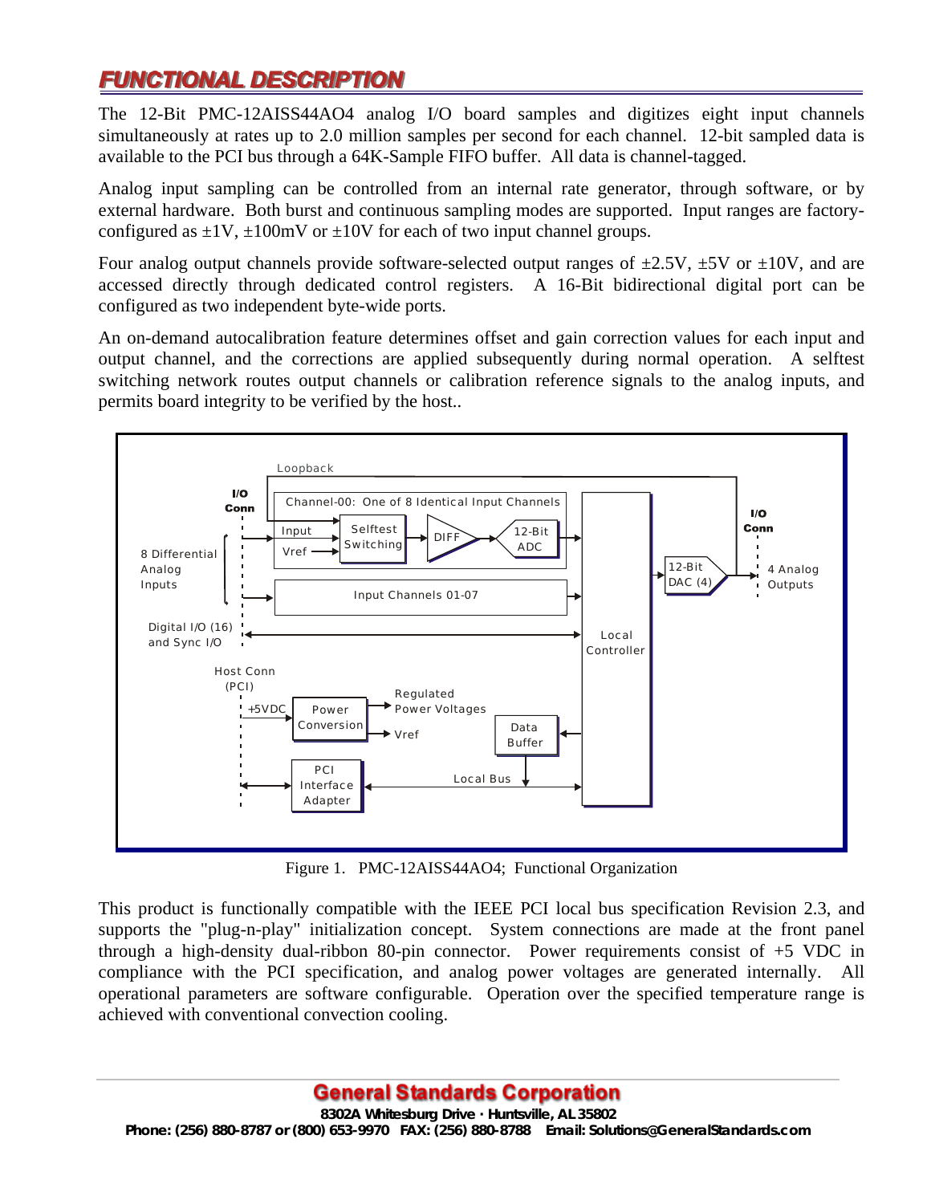## FUNCTIONAL DESCRIPTION

The 12-Bit PMC-12AISS44AO4 analog I/O board samples and digitizes eight input channels simultaneously at rates up to 2.0 million samples per second for each channel. 12-bit sampled data is available to the PCI bus through a 64K-Sample FIFO buffer. All data is channel-tagged.

Analog input sampling can be controlled from an internal rate generator, through software, or by external hardware. Both burst and continuous sampling modes are supported. Input ranges are factory-configured as ±1V, ±100mV or ±10V for each of two input channel groups.

Four analog output channels provide software-selected output ranges of ±2.5V, ±5V or ±10V, and are accessed directly through dedicated control registers. A 16-Bit bidirectional digital port can be configured as two independent byte-wide ports.

An on-demand autocalibration feature determines offset and gain correction values for each input and output channel, and the corrections are applied subsequently during normal operation. A selftest switching network routes output channels or calibration reference signals to the analog inputs, and permits board integrity to be verified by the host..

Figure 1. PMC-12AISS44AO4; Functional Organization

This product is functionally compatible with the IEEE PCI local bus specification Revision 2.3, and supports the "plug-n-play" initialization concept. System connections are made at the front panel through a high-density dual-ribbon 80-pin connector. Power requirements consist of +5 VDC in compliance with the PCI specification, and analog power voltages are generated internally. All operational parameters are software configurable. Operation over the specified temperature range is achieved with conventional convection cooling.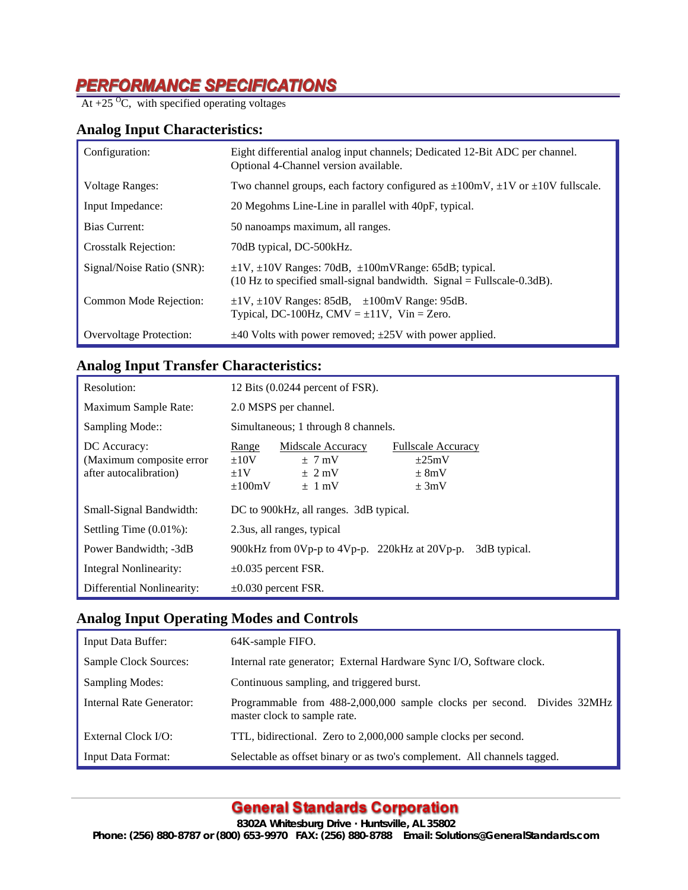# PERFORMANCE SPECIFICATIONS

At +25 $^{O}$C, with specified operating voltages

## Analog Input Characteristics:

| | |
|---|---|
| Configuration: | Eight differential analog input channels; Dedicated 12-Bit ADC per channel. Optional 4-Channel version available. |
| Voltage Ranges: | Two channel groups, each factory configured as ±100mV, ±1V or ±10V fullscale. |
| Input Impedance: | 20 Megohms Line-Line in parallel with 40pF, typical. |
| Bias Current: | 50 nanoamps maximum, all ranges. |
| Crosstalk Rejection: | 70dB typical, DC-500kHz. |
| Signal/Noise Ratio (SNR): | ±1V, ±10V Ranges: 70dB, ±100mVRange: 65dB; typical. (10 Hz to specified small-signal bandwidth. Signal = Fullscale-0.3dB). |
| Common Mode Rejection: | ±1V, ±10V Ranges: 85dB, ±100mV Range: 95dB. Typical, DC-100Hz, CMV = ±11V, Vin = Zero. |
| Overvoltage Protection: | ±40 Volts with power removed; ±25V with power applied. |

## Analog Input Transfer Characteristics:

| | | | |
|---|---|---|---|
| Resolution: | 12 Bits (0.0244 percent of FSR). | | |
| Maximum Sample Rate: | 2.0 MSPS per channel. | | |
| Sampling Mode:: | Simultaneous; 1 through 8 channels. | | |
| DC Accuracy: (Maximum composite error after autocalibration) | Range | Midscale Accuracy | Fullscale Accuracy |
| | ±10V | ± 7 mV | ±25mV |
| | ±1V | ± 2 mV | ± 8mV |
| | ±100mV | ± 1 mV | ± 3mV |
| Small-Signal Bandwidth: | DC to 900kHz, all ranges. 3dB typical. | | |
| Settling Time (0.01%): | 2.3us, all ranges, typical | | |
| Power Bandwidth; -3dB | 900kHz from 0Vp-p to 4Vp-p. 220kHz at 20Vp-p. 3dB typical. | | |
| Integral Nonlinearity: | ±0.035 percent FSR. | | |
| Differential Nonlinearity: | ±0.030 percent FSR. | | |

## Analog Input Operating Modes and Controls

| | |
|---|---|
| Input Data Buffer: | 64K-sample FIFO. |
| Sample Clock Sources: | Internal rate generator; External Hardware Sync I/O, Software clock. |
| Sampling Modes: | Continuous sampling, and triggered burst. |
| Internal Rate Generator: | Programmable from 488-2,000,000 sample clocks per second. Divides 32MHz master clock to sample rate. |
| External Clock I/O: | TTL, bidirectional. Zero to 2,000,000 sample clocks per second. |
| Input Data Format: | Selectable as offset binary or as two's complement. All channels tagged. |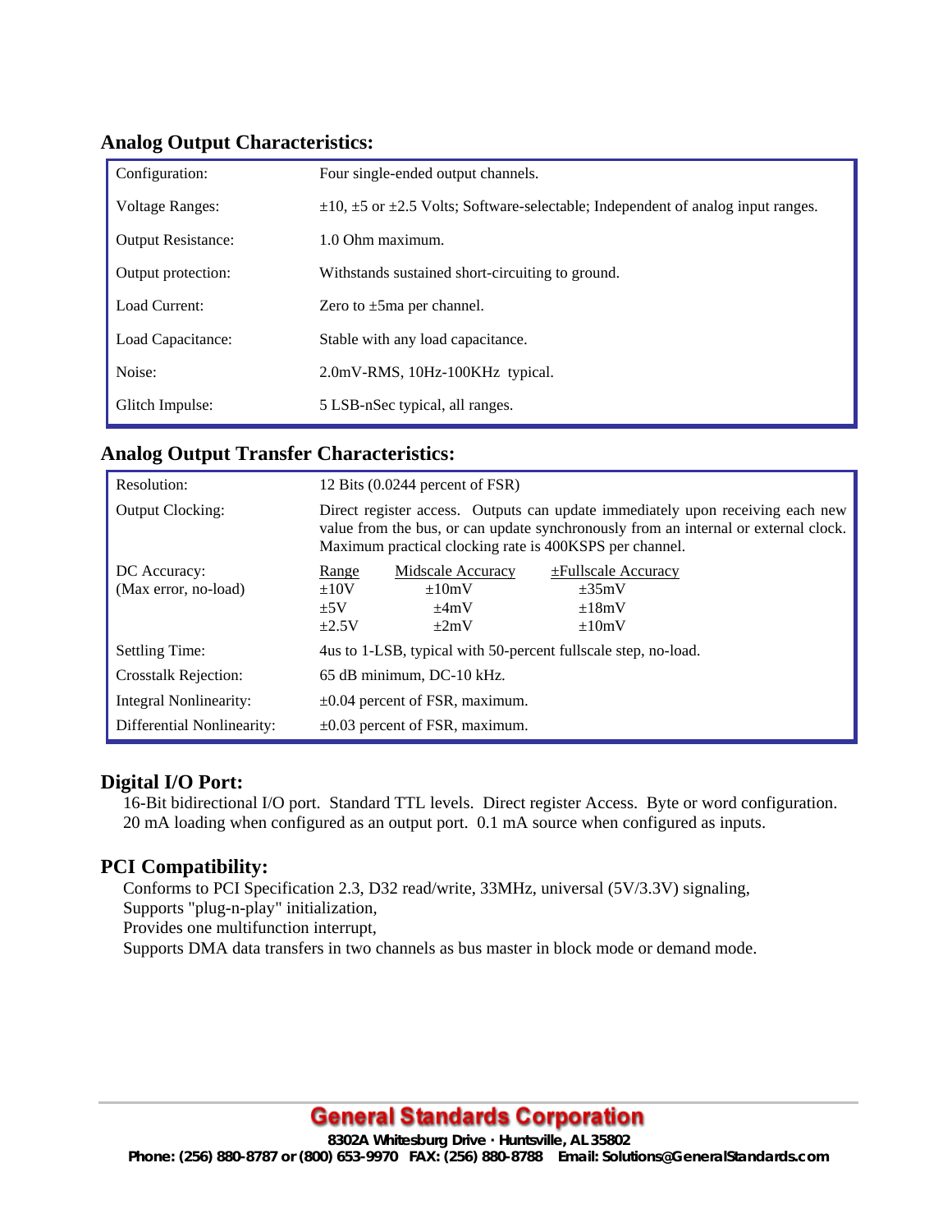## Analog Output Characteristics:

| | |
|---|---|
| Configuration: | Four single-ended output channels. |
| Voltage Ranges: | ±10, ±5 or ±2.5 Volts; Software-selectable; Independent of analog input ranges. |
| Output Resistance: | 1.0 Ohm maximum. |
| Output protection: | Withstands sustained short-circuiting to ground. |
| Load Current: | Zero to ±5ma per channel. |
| Load Capacitance: | Stable with any load capacitance. |
| Noise: | 2.0mV-RMS, 10Hz-100KHz typical. |
| Glitch Impulse: | 5 LSB-nSec typical, all ranges. |

## Analog Output Transfer Characteristics:

| | | | |
|---|---|---|---|
| Resolution: | 12 Bits (0.0244 percent of FSR) | | |
| Output Clocking: | Direct register access. Outputs can update immediately upon receiving each new value from the bus, or can update synchronously from an internal or external clock. Maximum practical clocking rate is 400KSPS per channel. | | |
| DC Accuracy: (Max error, no-load) | Range | Midscale Accuracy | ±Fullscale Accuracy |
| | ±10V | ±10mV | ±35mV |
| | ±5V | ±4mV | ±18mV |
| | ±2.5V | ±2mV | ±10mV |
| Settling Time: | 4us to 1-LSB, typical with 50-percent fullscale step, no-load. | | |
| Crosstalk Rejection: | 65 dB minimum, DC-10 kHz. | | |
| Integral Nonlinearity: | ±0.04 percent of FSR, maximum. | | |
| Differential Nonlinearity: | ±0.03 percent of FSR, maximum. | | |

## Digital I/O Port:

16-Bit bidirectional I/O port. Standard TTL levels. Direct register Access. Byte or word configuration. 20 mA loading when configured as an output port. 0.1 mA source when configured as inputs.

## PCI Compatibility:

Conforms to PCI Specification 2.3, D32 read/write, 33MHz, universal (5V/3.3V) signaling,
Supports "plug-n-play" initialization,
Provides one multifunction interrupt,
Supports DMA data transfers in two channels as bus master in block mode or demand mode.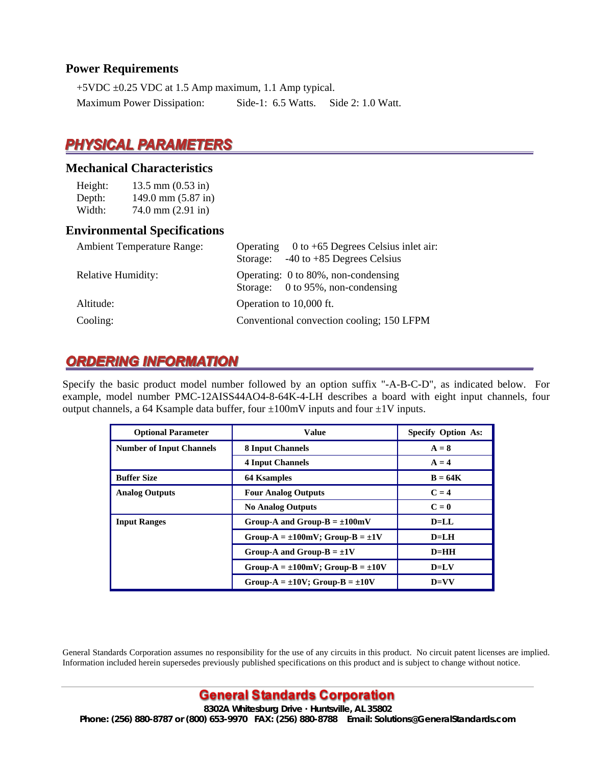### Power Requirements

+5VDC ±0.25 VDC at 1.5 Amp maximum, 1.1 Amp typical.

Maximum Power Dissipation: Side-1: 6.5 Watts. Side 2: 1.0 Watt.

## PHYSICAL PARAMETERS

### Mechanical Characteristics

Height: 13.5 mm (0.53 in)
Depth: 149.0 mm (5.87 in)
Width: 74.0 mm (2.91 in)

### Environmental Specifications

| | |
|---|---|
| Ambient Temperature Range: | Operating 0 to +65 Degrees Celsius inlet air:<br>Storage: -40 to +85 Degrees Celsius |
| Relative Humidity: | Operating: 0 to 80%, non-condensing<br>Storage: 0 to 95%, non-condensing |
| Altitude: | Operation to 10,000 ft. |
| Cooling: | Conventional convection cooling; 150 LFPM |

## ORDERING INFORMATION

Specify the basic product model number followed by an option suffix "-A-B-C-D", as indicated below. For example, model number PMC-12AISS44AO4-8-64K-4-LH describes a board with eight input channels, four output channels, a 64 Ksample data buffer, four ±100mV inputs and four ±1V inputs.

| Optional Parameter | Value | Specify Option As: |
|---|---|---|
| **Number of Input Channels** | **8 Input Channels** | **A = 8** |
| | **4 Input Channels** | **A = 4** |
| **Buffer Size** | **64 Ksamples** | **B = 64K** |
| **Analog Outputs** | **Four Analog Outputs** | **C = 4** |
| | **No Analog Outputs** | **C = 0** |
| **Input Ranges** | **Group-A and Group-B = ±100mV** | **D=LL** |
| | **Group-A = ±100mV; Group-B = ±1V** | **D=LH** |
| | **Group-A and Group-B = ±1V** | **D=HH** |
| | **Group-A = ±100mV; Group-B = ±10V** | **D=LV** |
| | **Group-A = ±10V; Group-B = ±10V** | **D=VV** |

General Standards Corporation assumes no responsibility for the use of any circuits in this product. No circuit patent licenses are implied. Information included herein supersedes previously published specifications on this product and is subject to change without notice.

**General Standards Corporation**
**8302A Whitesburg Drive · Huntsville, AL 35802**
**Phone: (256) 880-8787 or (800) 653-9970 FAX: (256) 880-8788 Email: Solutions@GeneralStandards.com**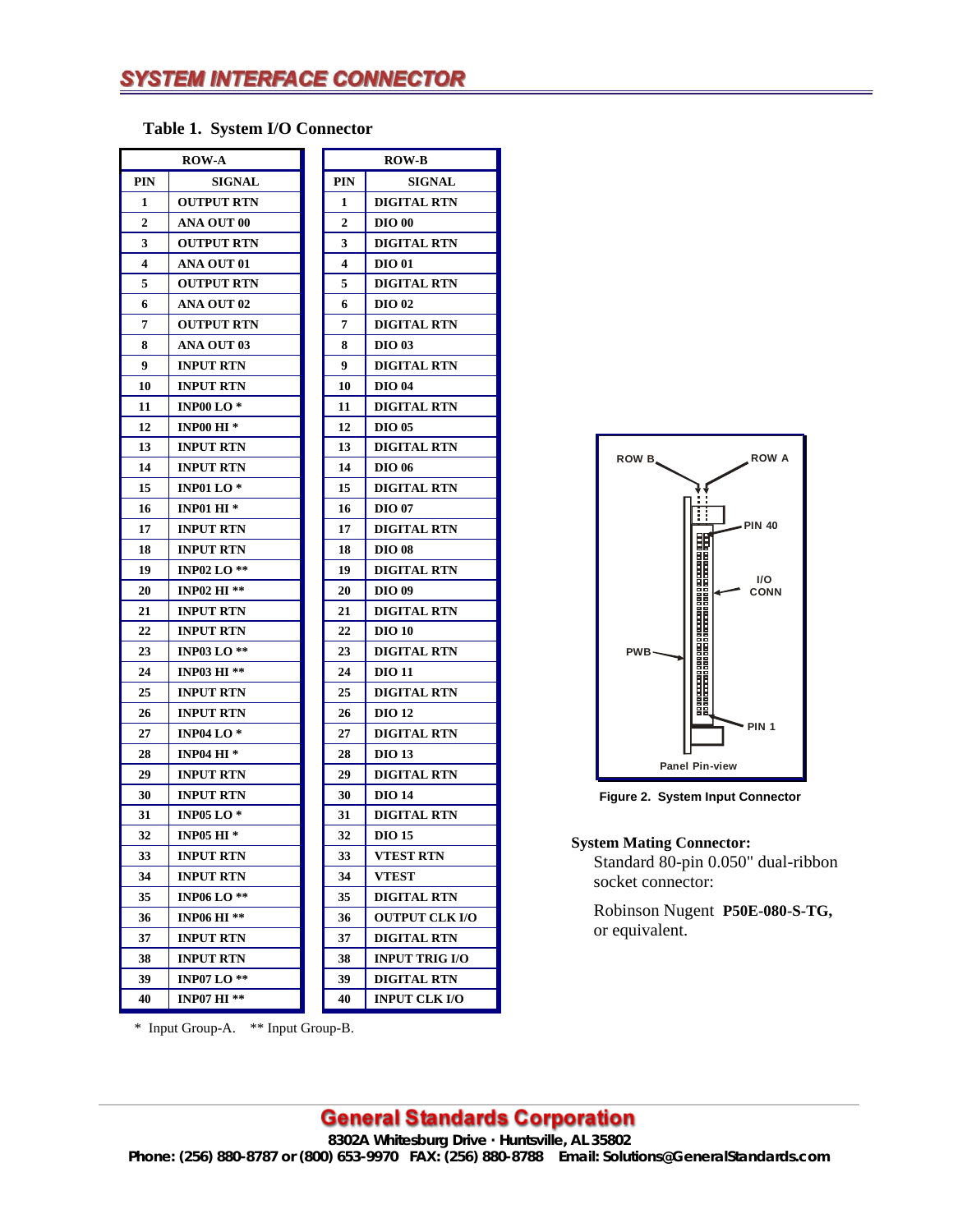## SYSTEM INTERFACE CONNECTOR

**Table 1. System I/O Connector**

| ROW-A | | ROW-B | |
|---|---|---|---|
| **PIN** | **SIGNAL** | **PIN** | **SIGNAL** |
| 1 | OUTPUT RTN | 1 | DIGITAL RTN |
| 2 | ANA OUT 00 | 2 | DIO 00 |
| 3 | OUTPUT RTN | 3 | DIGITAL RTN |
| 4 | ANA OUT 01 | 4 | DIO 01 |
| 5 | OUTPUT RTN | 5 | DIGITAL RTN |
| 6 | ANA OUT 02 | 6 | DIO 02 |
| 7 | OUTPUT RTN | 7 | DIGITAL RTN |
| 8 | ANA OUT 03 | 8 | DIO 03 |
| 9 | INPUT RTN | 9 | DIGITAL RTN |
| 10 | INPUT RTN | 10 | DIO 04 |
| 11 | INP00 LO * | 11 | DIGITAL RTN |
| 12 | INP00 HI * | 12 | DIO 05 |
| 13 | INPUT RTN | 13 | DIGITAL RTN |
| 14 | INPUT RTN | 14 | DIO 06 |
| 15 | INP01 LO * | 15 | DIGITAL RTN |
| 16 | INP01 HI * | 16 | DIO 07 |
| 17 | INPUT RTN | 17 | DIGITAL RTN |
| 18 | INPUT RTN | 18 | DIO 08 |
| 19 | INP02 LO ** | 19 | DIGITAL RTN |
| 20 | INP02 HI ** | 20 | DIO 09 |
| 21 | INPUT RTN | 21 | DIGITAL RTN |
| 22 | INPUT RTN | 22 | DIO 10 |
| 23 | INP03 LO ** | 23 | DIGITAL RTN |
| 24 | INP03 HI ** | 24 | DIO 11 |
| 25 | INPUT RTN | 25 | DIGITAL RTN |
| 26 | INPUT RTN | 26 | DIO 12 |
| 27 | INP04 LO * | 27 | DIGITAL RTN |
| 28 | INP04 HI * | 28 | DIO 13 |
| 29 | INPUT RTN | 29 | DIGITAL RTN |
| 30 | INPUT RTN | 30 | DIO 14 |
| 31 | INP05 LO * | 31 | DIGITAL RTN |
| 32 | INP05 HI * | 32 | DIO 15 |
| 33 | INPUT RTN | 33 | VTEST RTN |
| 34 | INPUT RTN | 34 | VTEST |
| 35 | INP06 LO ** | 35 | DIGITAL RTN |
| 36 | INP06 HI ** | 36 | OUTPUT CLK I/O |
| 37 | INPUT RTN | 37 | DIGITAL RTN |
| 38 | INPUT RTN | 38 | INPUT TRIG I/O |
| 39 | INP07 LO ** | 39 | DIGITAL RTN |
| 40 | INP07 HI ** | 40 | INPUT CLK I/O |

\* Input Group-A. ** Input Group-B.

ROW B
ROW A
PIN 40
I/O CONN
PWB
PIN 1
Panel Pin-view

**Figure 2. System Input Connector**

**System Mating Connector:**

Standard 80-pin 0.050" dual-ribbon socket connector:

Robinson Nugent **P50E-080-S-TG,** or equivalent.